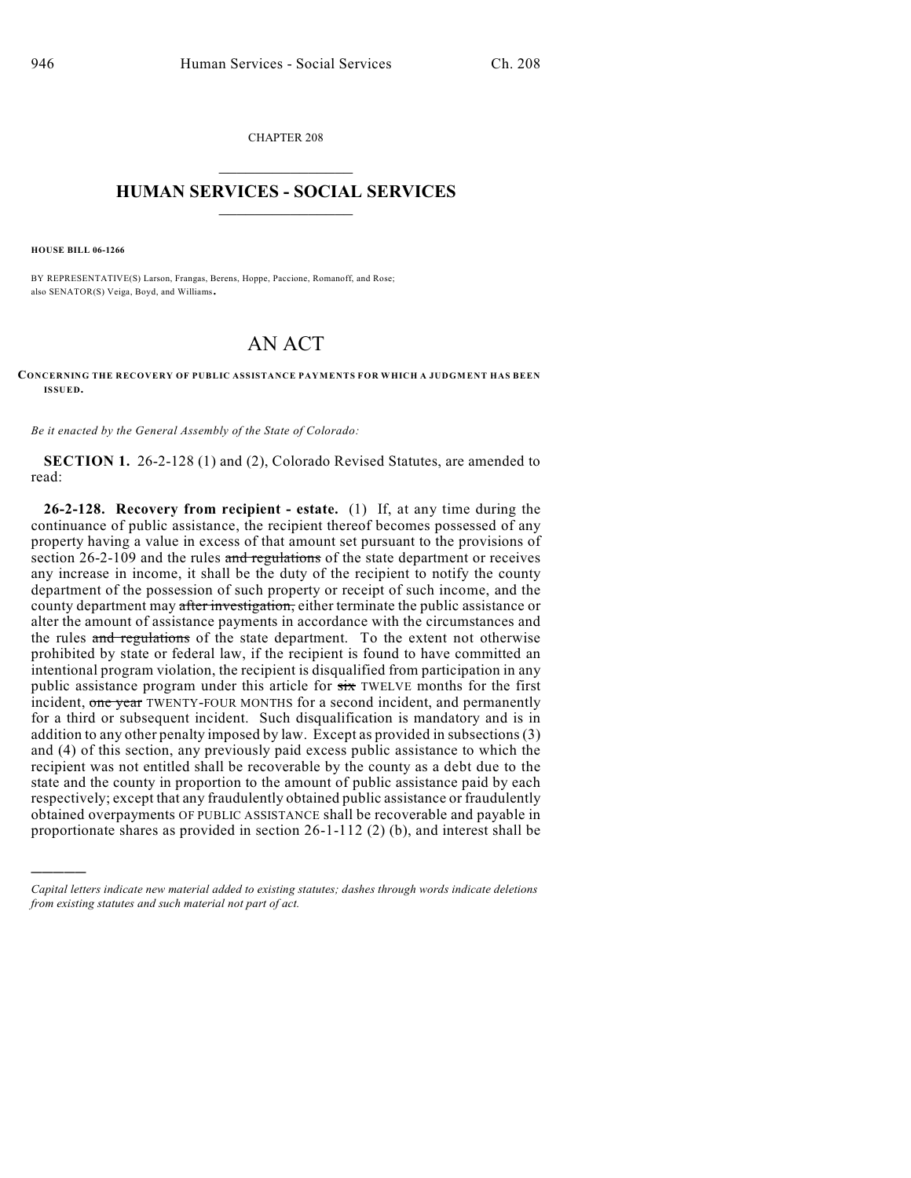CHAPTER 208

# HUMAN SERVICES - SOCIAL SERVICES

**HOUSE BILL 06-1266**

BY REPRESENTATIVE(S) Larson, Frangas, Berens, Hoppe, Paccione, Romanoff, and Rose;
also SENATOR(S) Veiga, Boyd, and Williams.

# AN ACT

**CONCERNING THE RECOVERY OF PUBLIC ASSISTANCE PAYMENTS FOR WHICH A JUDGMENT HAS BEEN ISSUED.**

*Be it enacted by the General Assembly of the State of Colorado:*

**SECTION 1.** 26-2-128 (1) and (2), Colorado Revised Statutes, are amended to read:

**26-2-128. Recovery from recipient - estate.** (1) If, at any time during the continuance of public assistance, the recipient thereof becomes possessed of any property having a value in excess of that amount set pursuant to the provisions of section 26-2-109 and the rules ~~and regulations~~ of the state department or receives any increase in income, it shall be the duty of the recipient to notify the county department of the possession of such property or receipt of such income, and the county department may ~~after investigation,~~ either terminate the public assistance or alter the amount of assistance payments in accordance with the circumstances and the rules ~~and regulations~~ of the state department. To the extent not otherwise prohibited by state or federal law, if the recipient is found to have committed an intentional program violation, the recipient is disqualified from participation in any public assistance program under this article for ~~six~~ TWELVE months for the first incident, ~~one year~~ TWENTY-FOUR MONTHS for a second incident, and permanently for a third or subsequent incident. Such disqualification is mandatory and is in addition to any other penalty imposed by law. Except as provided in subsections (3) and (4) of this section, any previously paid excess public assistance to which the recipient was not entitled shall be recoverable by the county as a debt due to the state and the county in proportion to the amount of public assistance paid by each respectively; except that any fraudulently obtained public assistance or fraudulently obtained overpayments OF PUBLIC ASSISTANCE shall be recoverable and payable in proportionate shares as provided in section 26-1-112 (2) (b), and interest shall be

---

*Capital letters indicate new material added to existing statutes; dashes through words indicate deletions from existing statutes and such material not part of act.*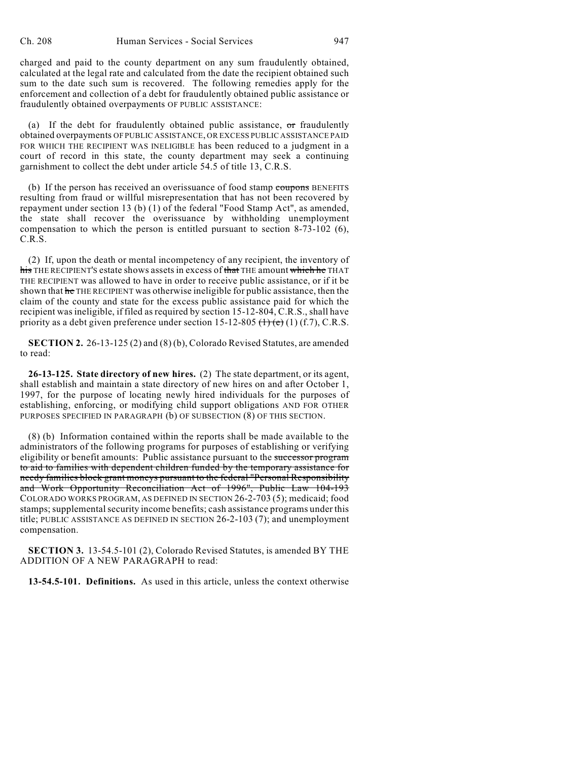charged and paid to the county department on any sum fraudulently obtained, calculated at the legal rate and calculated from the date the recipient obtained such sum to the date such sum is recovered. The following remedies apply for the enforcement and collection of a debt for fraudulently obtained public assistance or fraudulently obtained overpayments OF PUBLIC ASSISTANCE:

(a) If the debt for fraudulently obtained public assistance, ~~or~~ fraudulently obtained overpayments OF PUBLIC ASSISTANCE, OR EXCESS PUBLIC ASSISTANCE PAID FOR WHICH THE RECIPIENT WAS INELIGIBLE has been reduced to a judgment in a court of record in this state, the county department may seek a continuing garnishment to collect the debt under article 54.5 of title 13, C.R.S.

(b) If the person has received an overissuance of food stamp ~~coupons~~ BENEFITS resulting from fraud or willful misrepresentation that has not been recovered by repayment under section 13 (b) (1) of the federal "Food Stamp Act", as amended, the state shall recover the overissuance by withholding unemployment compensation to which the person is entitled pursuant to section 8-73-102 (6), C.R.S.

(2) If, upon the death or mental incompetency of any recipient, the inventory of ~~his~~ THE RECIPIENT'S estate shows assets in excess of ~~that~~ THE amount ~~which he~~ THAT THE RECIPIENT was allowed to have in order to receive public assistance, or if it be shown that ~~he~~ THE RECIPIENT was otherwise ineligible for public assistance, then the claim of the county and state for the excess public assistance paid for which the recipient was ineligible, if filed as required by section 15-12-804, C.R.S., shall have priority as a debt given preference under section 15-12-805 ~~(1) (e)~~ (1) (f.7), C.R.S.

**SECTION 2.** 26-13-125 (2) and (8) (b), Colorado Revised Statutes, are amended to read:

**26-13-125. State directory of new hires.** (2) The state department, or its agent, shall establish and maintain a state directory of new hires on and after October 1, 1997, for the purpose of locating newly hired individuals for the purposes of establishing, enforcing, or modifying child support obligations AND FOR OTHER PURPOSES SPECIFIED IN PARAGRAPH (b) OF SUBSECTION (8) OF THIS SECTION.

(8) (b) Information contained within the reports shall be made available to the administrators of the following programs for purposes of establishing or verifying eligibility or benefit amounts: Public assistance pursuant to the ~~successor program to aid to families with dependent children funded by the temporary assistance for needy families block grant moneys pursuant to the federal "Personal Responsibility and Work Opportunity Reconciliation Act of 1996", Public Law 104-193~~ COLORADO WORKS PROGRAM, AS DEFINED IN SECTION 26-2-703 (5); medicaid; food stamps; supplemental security income benefits; cash assistance programs under this title; PUBLIC ASSISTANCE AS DEFINED IN SECTION 26-2-103 (7); and unemployment compensation.

**SECTION 3.** 13-54.5-101 (2), Colorado Revised Statutes, is amended BY THE ADDITION OF A NEW PARAGRAPH to read:

**13-54.5-101. Definitions.** As used in this article, unless the context otherwise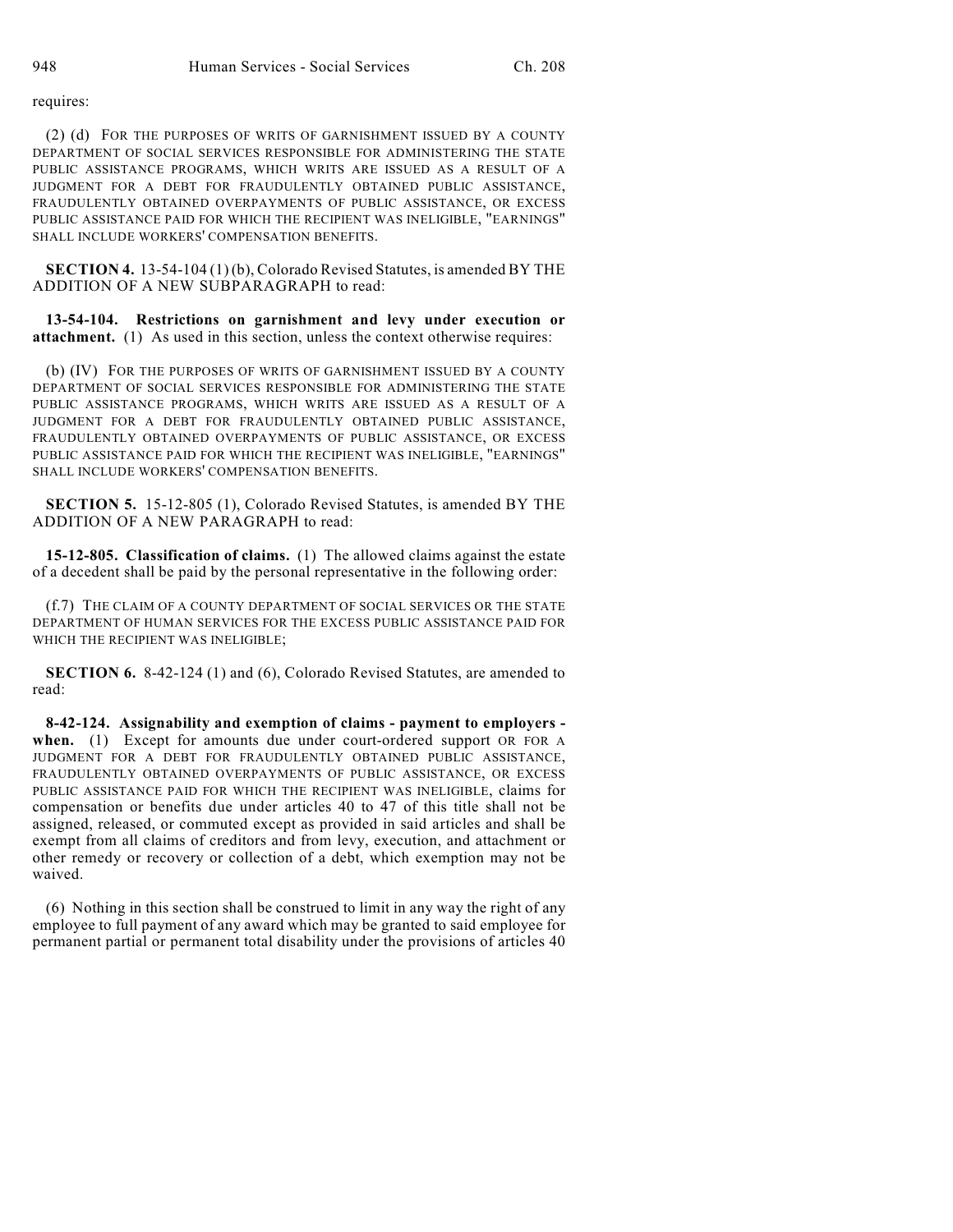requires:

(2) (d) FOR THE PURPOSES OF WRITS OF GARNISHMENT ISSUED BY A COUNTY DEPARTMENT OF SOCIAL SERVICES RESPONSIBLE FOR ADMINISTERING THE STATE PUBLIC ASSISTANCE PROGRAMS, WHICH WRITS ARE ISSUED AS A RESULT OF A JUDGMENT FOR A DEBT FOR FRAUDULENTLY OBTAINED PUBLIC ASSISTANCE, FRAUDULENTLY OBTAINED OVERPAYMENTS OF PUBLIC ASSISTANCE, OR EXCESS PUBLIC ASSISTANCE PAID FOR WHICH THE RECIPIENT WAS INELIGIBLE, "EARNINGS" SHALL INCLUDE WORKERS' COMPENSATION BENEFITS.

**SECTION 4.** 13-54-104 (1) (b), Colorado Revised Statutes, is amended BY THE ADDITION OF A NEW SUBPARAGRAPH to read:

**13-54-104. Restrictions on garnishment and levy under execution or attachment.** (1) As used in this section, unless the context otherwise requires:

(b) (IV) FOR THE PURPOSES OF WRITS OF GARNISHMENT ISSUED BY A COUNTY DEPARTMENT OF SOCIAL SERVICES RESPONSIBLE FOR ADMINISTERING THE STATE PUBLIC ASSISTANCE PROGRAMS, WHICH WRITS ARE ISSUED AS A RESULT OF A JUDGMENT FOR A DEBT FOR FRAUDULENTLY OBTAINED PUBLIC ASSISTANCE, FRAUDULENTLY OBTAINED OVERPAYMENTS OF PUBLIC ASSISTANCE, OR EXCESS PUBLIC ASSISTANCE PAID FOR WHICH THE RECIPIENT WAS INELIGIBLE, "EARNINGS" SHALL INCLUDE WORKERS' COMPENSATION BENEFITS.

**SECTION 5.** 15-12-805 (1), Colorado Revised Statutes, is amended BY THE ADDITION OF A NEW PARAGRAPH to read:

**15-12-805. Classification of claims.** (1) The allowed claims against the estate of a decedent shall be paid by the personal representative in the following order:

(f.7) THE CLAIM OF A COUNTY DEPARTMENT OF SOCIAL SERVICES OR THE STATE DEPARTMENT OF HUMAN SERVICES FOR THE EXCESS PUBLIC ASSISTANCE PAID FOR WHICH THE RECIPIENT WAS INELIGIBLE;

**SECTION 6.** 8-42-124 (1) and (6), Colorado Revised Statutes, are amended to read:

**8-42-124. Assignability and exemption of claims - payment to employers - when.** (1) Except for amounts due under court-ordered support OR FOR A JUDGMENT FOR A DEBT FOR FRAUDULENTLY OBTAINED PUBLIC ASSISTANCE, FRAUDULENTLY OBTAINED OVERPAYMENTS OF PUBLIC ASSISTANCE, OR EXCESS PUBLIC ASSISTANCE PAID FOR WHICH THE RECIPIENT WAS INELIGIBLE, claims for compensation or benefits due under articles 40 to 47 of this title shall not be assigned, released, or commuted except as provided in said articles and shall be exempt from all claims of creditors and from levy, execution, and attachment or other remedy or recovery or collection of a debt, which exemption may not be waived.

(6) Nothing in this section shall be construed to limit in any way the right of any employee to full payment of any award which may be granted to said employee for permanent partial or permanent total disability under the provisions of articles 40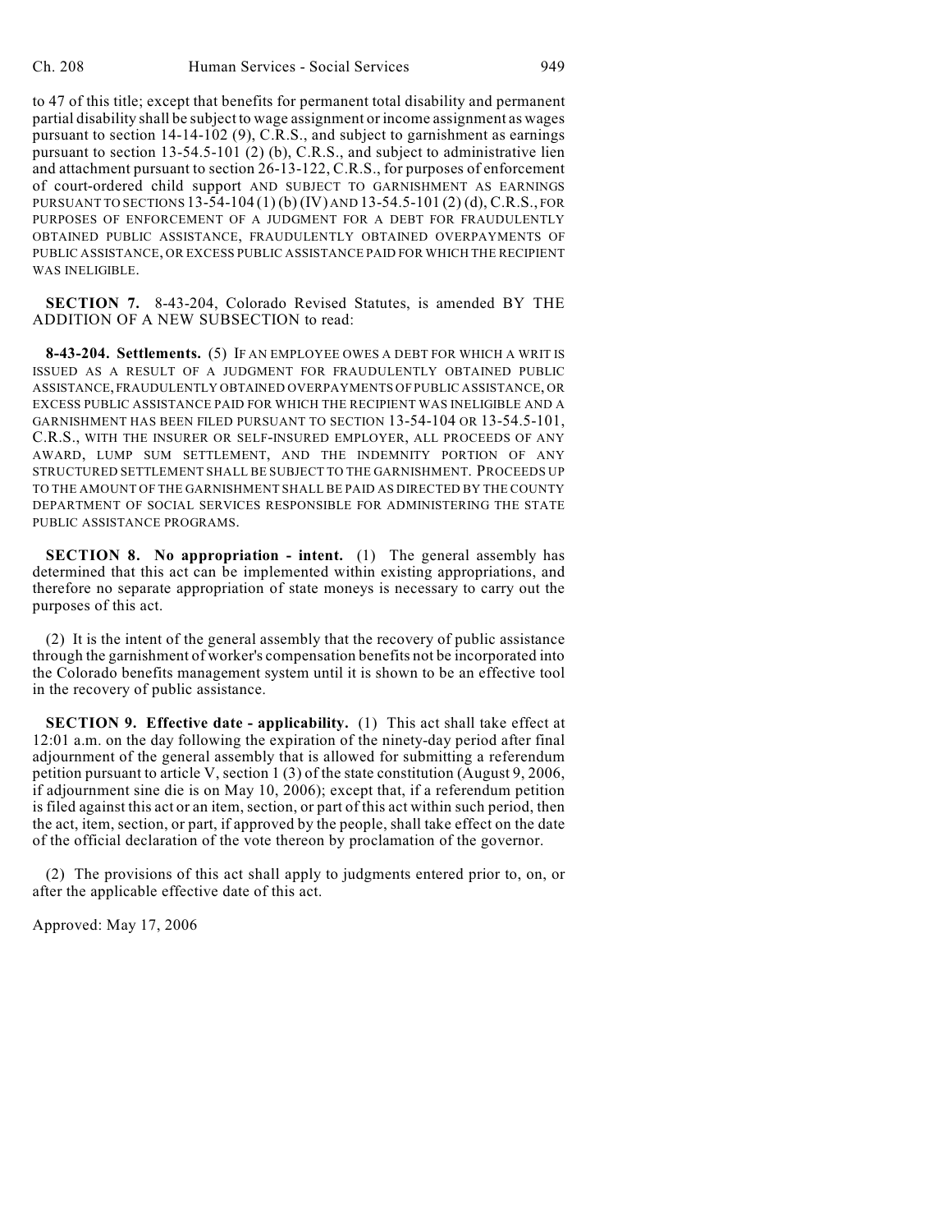to 47 of this title; except that benefits for permanent total disability and permanent partial disability shall be subject to wage assignment or income assignment as wages pursuant to section 14-14-102 (9), C.R.S., and subject to garnishment as earnings pursuant to section 13-54.5-101 (2) (b), C.R.S., and subject to administrative lien and attachment pursuant to section 26-13-122, C.R.S., for purposes of enforcement of court-ordered child support AND SUBJECT TO GARNISHMENT AS EARNINGS PURSUANT TO SECTIONS 13-54-104 (1) (b) (IV) AND 13-54.5-101 (2) (d), C.R.S., FOR PURPOSES OF ENFORCEMENT OF A JUDGMENT FOR A DEBT FOR FRAUDULENTLY OBTAINED PUBLIC ASSISTANCE, FRAUDULENTLY OBTAINED OVERPAYMENTS OF PUBLIC ASSISTANCE, OR EXCESS PUBLIC ASSISTANCE PAID FOR WHICH THE RECIPIENT WAS INELIGIBLE.

**SECTION 7.** 8-43-204, Colorado Revised Statutes, is amended BY THE ADDITION OF A NEW SUBSECTION to read:

**8-43-204. Settlements.** (5) IF AN EMPLOYEE OWES A DEBT FOR WHICH A WRIT IS ISSUED AS A RESULT OF A JUDGMENT FOR FRAUDULENTLY OBTAINED PUBLIC ASSISTANCE, FRAUDULENTLY OBTAINED OVERPAYMENTS OF PUBLIC ASSISTANCE, OR EXCESS PUBLIC ASSISTANCE PAID FOR WHICH THE RECIPIENT WAS INELIGIBLE AND A GARNISHMENT HAS BEEN FILED PURSUANT TO SECTION 13-54-104 OR 13-54.5-101, C.R.S., WITH THE INSURER OR SELF-INSURED EMPLOYER, ALL PROCEEDS OF ANY AWARD, LUMP SUM SETTLEMENT, AND THE INDEMNITY PORTION OF ANY STRUCTURED SETTLEMENT SHALL BE SUBJECT TO THE GARNISHMENT. PROCEEDS UP TO THE AMOUNT OF THE GARNISHMENT SHALL BE PAID AS DIRECTED BY THE COUNTY DEPARTMENT OF SOCIAL SERVICES RESPONSIBLE FOR ADMINISTERING THE STATE PUBLIC ASSISTANCE PROGRAMS.

**SECTION 8. No appropriation - intent.** (1) The general assembly has determined that this act can be implemented within existing appropriations, and therefore no separate appropriation of state moneys is necessary to carry out the purposes of this act.

(2) It is the intent of the general assembly that the recovery of public assistance through the garnishment of worker's compensation benefits not be incorporated into the Colorado benefits management system until it is shown to be an effective tool in the recovery of public assistance.

**SECTION 9. Effective date - applicability.** (1) This act shall take effect at 12:01 a.m. on the day following the expiration of the ninety-day period after final adjournment of the general assembly that is allowed for submitting a referendum petition pursuant to article V, section 1 (3) of the state constitution (August 9, 2006, if adjournment sine die is on May 10, 2006); except that, if a referendum petition is filed against this act or an item, section, or part of this act within such period, then the act, item, section, or part, if approved by the people, shall take effect on the date of the official declaration of the vote thereon by proclamation of the governor.

(2) The provisions of this act shall apply to judgments entered prior to, on, or after the applicable effective date of this act.

Approved: May 17, 2006